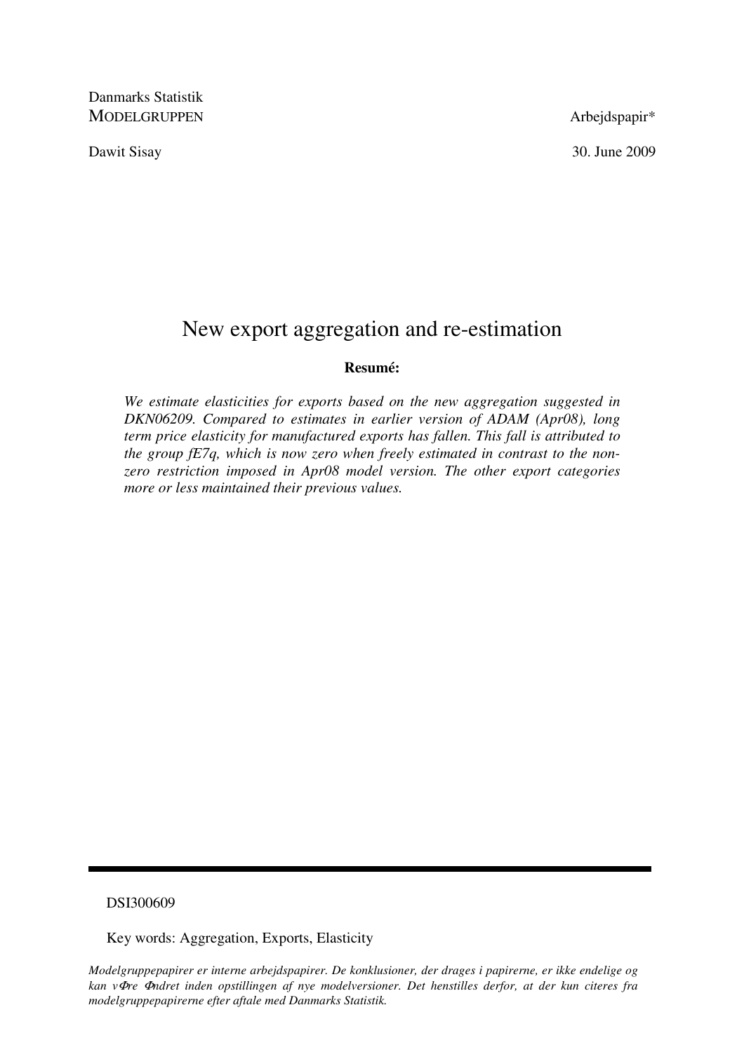Danmarks Statistik
MODELGRUPPEN

Arbejdspapir*

Dawit Sisay

30. June 2009

# New export aggregation and re-estimation

**Resumé:**

*We estimate elasticities for exports based on the new aggregation suggested in DKN06209. Compared to estimates in earlier version of ADAM (Apr08), long term price elasticity for manufactured exports has fallen. This fall is attributed to the group fE7q, which is now zero when freely estimated in contrast to the non-zero restriction imposed in Apr08 model version. The other export categories more or less maintained their previous values.*

---

DSI300609

Key words: Aggregation, Exports, Elasticity

*Modelgruppepapirer er interne arbejdspapirer. De konklusioner, der drages i papirerne, er ikke endelige og kan vΦre Φndret inden opstillingen af nye modelversioner. Det henstilles derfor, at der kun citeres fra modelgruppepapirerne efter aftale med Danmarks Statistik.*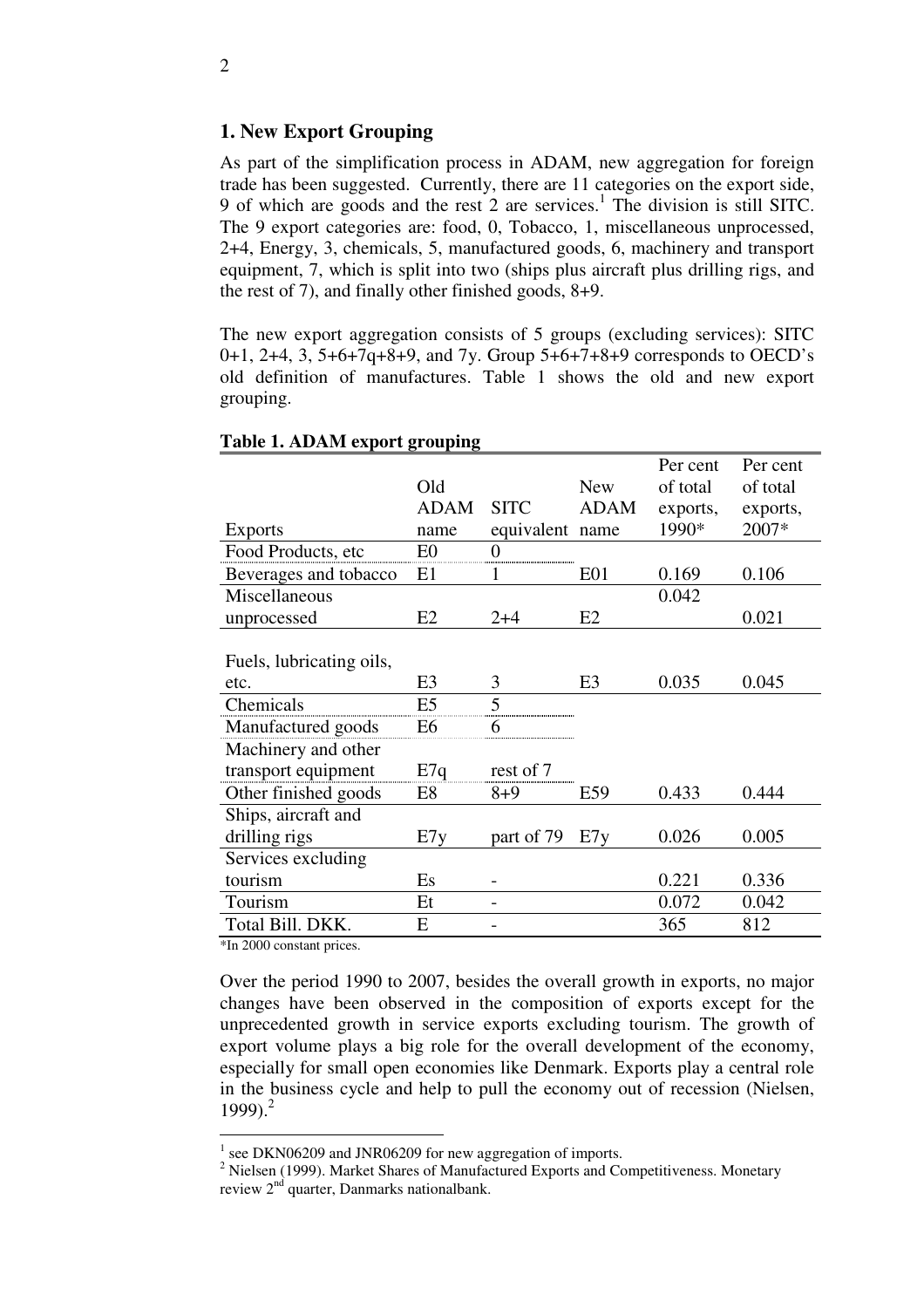## 1. New Export Grouping

As part of the simplification process in ADAM, new aggregation for foreign trade has been suggested. Currently, there are 11 categories on the export side, 9 of which are goods and the rest 2 are services.[1] The division is still SITC. The 9 export categories are: food, 0, Tobacco, 1, miscellaneous unprocessed, 2+4, Energy, 3, chemicals, 5, manufactured goods, 6, machinery and transport equipment, 7, which is split into two (ships plus aircraft plus drilling rigs, and the rest of 7), and finally other finished goods, 8+9.

The new export aggregation consists of 5 groups (excluding services): SITC 0+1, 2+4, 3, 5+6+7q+8+9, and 7y. Group 5+6+7+8+9 corresponds to OECD's old definition of manufactures. Table 1 shows the old and new export grouping.

**Table 1. ADAM export grouping**

| Exports | Old ADAM name | SITC equivalent | New ADAM name | Per cent of total exports, 1990* | Per cent of total exports, 2007* |
|---|---|---|---|---|---|
| Food Products, etc | E0 | 0 | | | |
| Beverages and tobacco | E1 | 1 | E01 | 0.169 | 0.106 |
| Miscellaneous unprocessed | E2 | 2+4 | E2 | 0.042 | 0.021 |
| Fuels, lubricating oils, etc. | E3 | 3 | E3 | 0.035 | 0.045 |
| Chemicals | E5 | 5 | | | |
| Manufactured goods | E6 | 6 | | | |
| Machinery and other transport equipment | E7q | rest of 7 | | | |
| Other finished goods | E8 | 8+9 | E59 | 0.433 | 0.444 |
| Ships, aircraft and drilling rigs | E7y | part of 79 | E7y | 0.026 | 0.005 |
| Services excluding tourism | Es | - | | 0.221 | 0.336 |
| Tourism | Et | - | | 0.072 | 0.042 |
| Total Bill. DKK. | E | - | | 365 | 812 |

*In 2000 constant prices.

Over the period 1990 to 2007, besides the overall growth in exports, no major changes have been observed in the composition of exports except for the unprecedented growth in service exports excluding tourism. The growth of export volume plays a big role for the overall development of the economy, especially for small open economies like Denmark. Exports play a central role in the business cycle and help to pull the economy out of recession (Nielsen, 1999).[2]

---

[1] see DKN06209 and JNR06209 for new aggregation of imports.

[2] Nielsen (1999). Market Shares of Manufactured Exports and Competitiveness. Monetary review 2nd quarter, Danmarks nationalbank.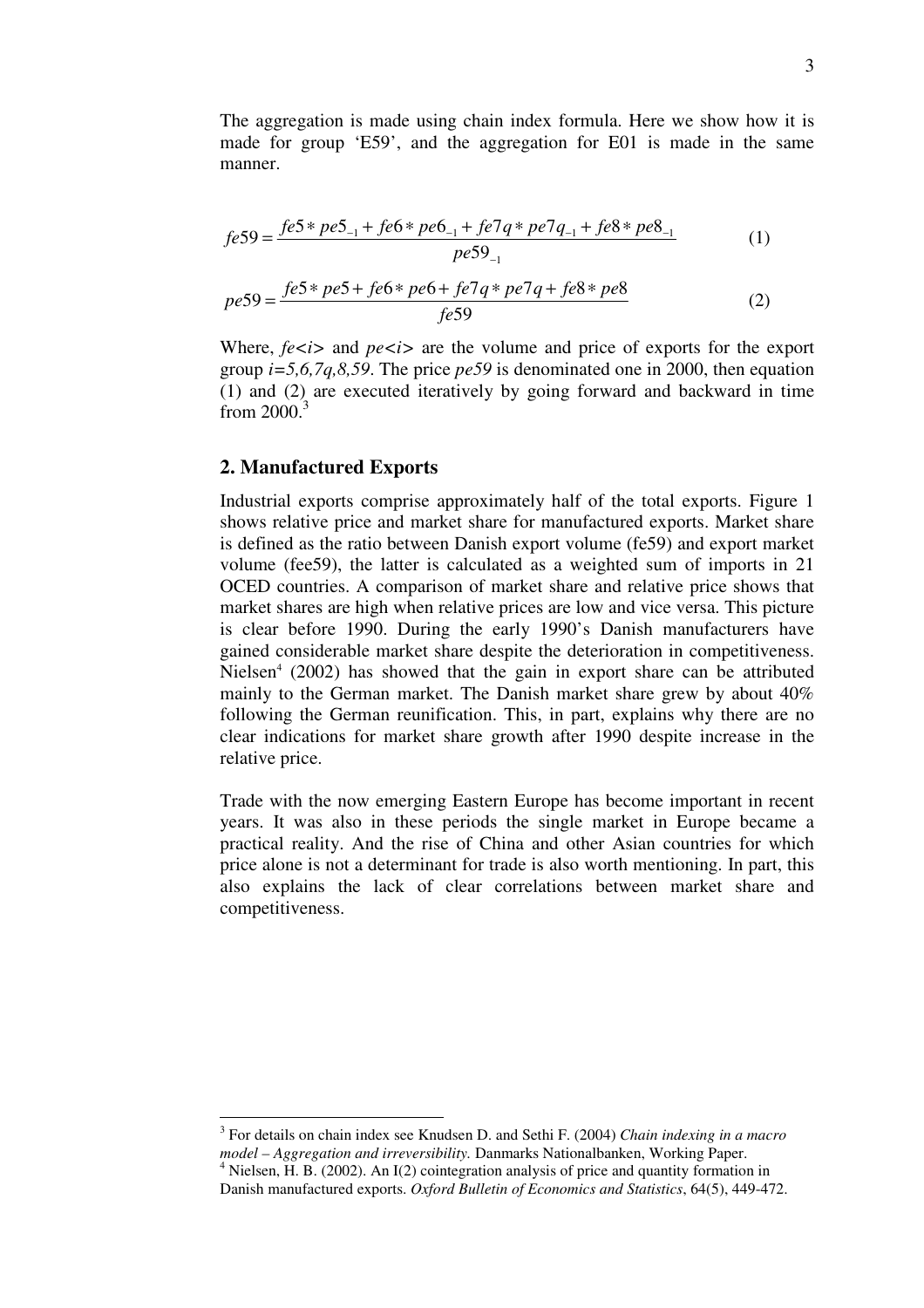The aggregation is made using chain index formula. Here we show how it is made for group 'E59', and the aggregation for E01 is made in the same manner.

$$fe59 = \frac{fe5 * pe5_{-1} + fe6 * pe6_{-1} + fe7q * pe7q_{-1} + fe8 * pe8_{-1}}{pe59_{-1}} \tag{1}$$

$$pe59 = \frac{fe5 * pe5 + fe6 * pe6 + fe7q * pe7q + fe8 * pe8}{fe59} \tag{2}$$

Where, *fe<i>* and *pe<i>* are the volume and price of exports for the export group *i=5,6,7q,8,59*. The price *pe59* is denominated one in 2000, then equation (1) and (2) are executed iteratively by going forward and backward in time from 2000.[3]

## 2. Manufactured Exports

Industrial exports comprise approximately half of the total exports. Figure 1 shows relative price and market share for manufactured exports. Market share is defined as the ratio between Danish export volume (fe59) and export market volume (fee59), the latter is calculated as a weighted sum of imports in 21 OCED countries. A comparison of market share and relative price shows that market shares are high when relative prices are low and vice versa. This picture is clear before 1990. During the early 1990's Danish manufacturers have gained considerable market share despite the deterioration in competitiveness. Nielsen[4] (2002) has showed that the gain in export share can be attributed mainly to the German market. The Danish market share grew by about 40% following the German reunification. This, in part, explains why there are no clear indications for market share growth after 1990 despite increase in the relative price.

Trade with the now emerging Eastern Europe has become important in recent years. It was also in these periods the single market in Europe became a practical reality. And the rise of China and other Asian countries for which price alone is not a determinant for trade is also worth mentioning. In part, this also explains the lack of clear correlations between market share and competitiveness.

---

[3] For details on chain index see Knudsen D. and Sethi F. (2004) *Chain indexing in a macro model – Aggregation and irreversibility.* Danmarks Nationalbanken, Working Paper.

[4] Nielsen, H. B. (2002). An I(2) cointegration analysis of price and quantity formation in Danish manufactured exports. *Oxford Bulletin of Economics and Statistics*, 64(5), 449-472.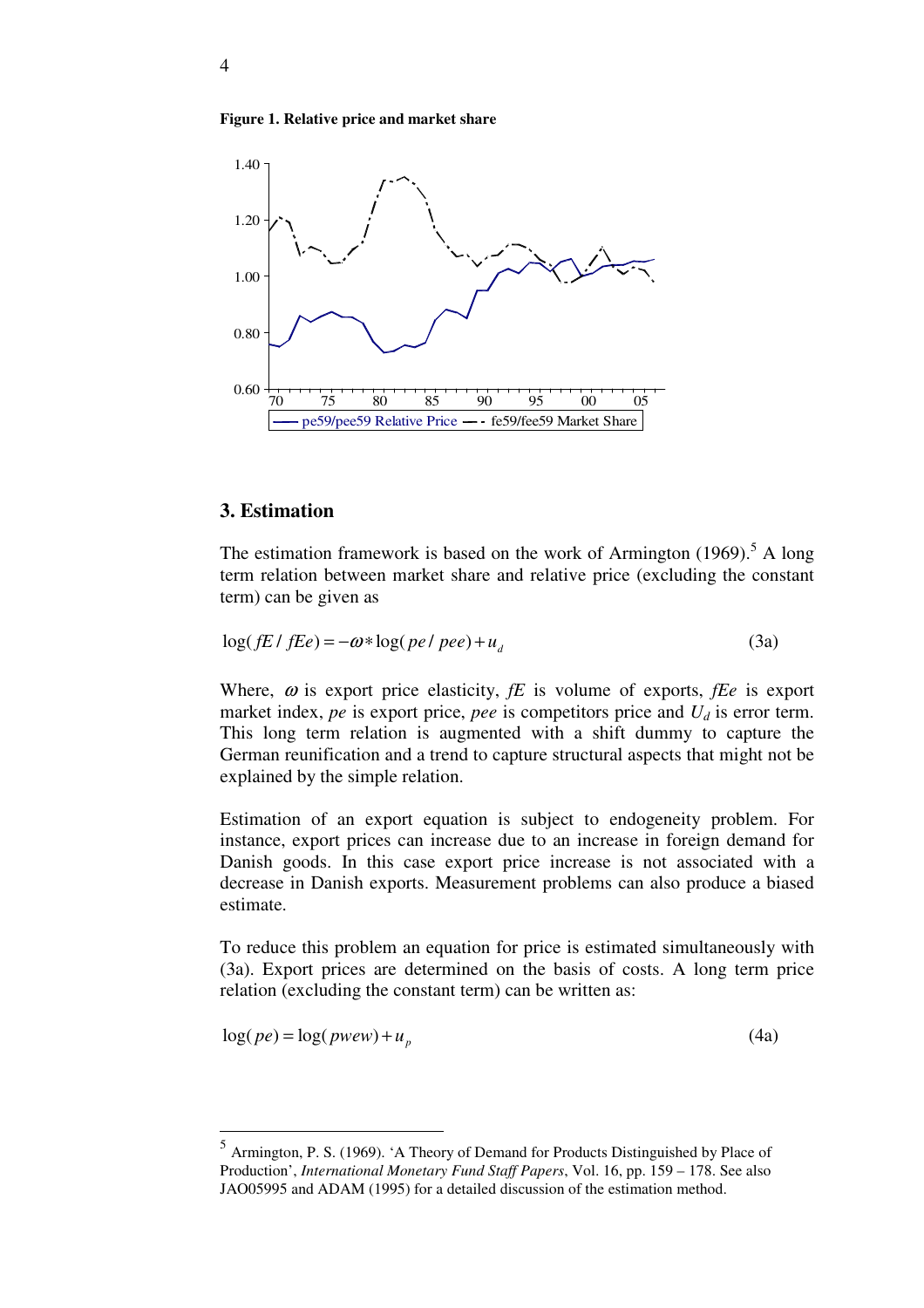**Figure 1. Relative price and market share**

## 3. Estimation

The estimation framework is based on the work of Armington (1969).[5] A long term relation between market share and relative price (excluding the constant term) can be given as

$$\log(fE/fEe) = -\omega * \log(pe/pee) + u_d \tag{3a}$$

Where, $\omega$ is export price elasticity, $fE$ is volume of exports, $fEe$ is export market index, $pe$ is export price, $pee$ is competitors price and $U_d$ is error term. This long term relation is augmented with a shift dummy to capture the German reunification and a trend to capture structural aspects that might not be explained by the simple relation.

Estimation of an export equation is subject to endogeneity problem. For instance, export prices can increase due to an increase in foreign demand for Danish goods. In this case export price increase is not associated with a decrease in Danish exports. Measurement problems can also produce a biased estimate.

To reduce this problem an equation for price is estimated simultaneously with (3a). Export prices are determined on the basis of costs. A long term price relation (excluding the constant term) can be written as:

$$\log(pe) = \log(pwew) + u_p \tag{4a}$$

---

[5] Armington, P. S. (1969). 'A Theory of Demand for Products Distinguished by Place of Production', *International Monetary Fund Staff Papers*, Vol. 16, pp. 159 – 178. See also JAO05995 and ADAM (1995) for a detailed discussion of the estimation method.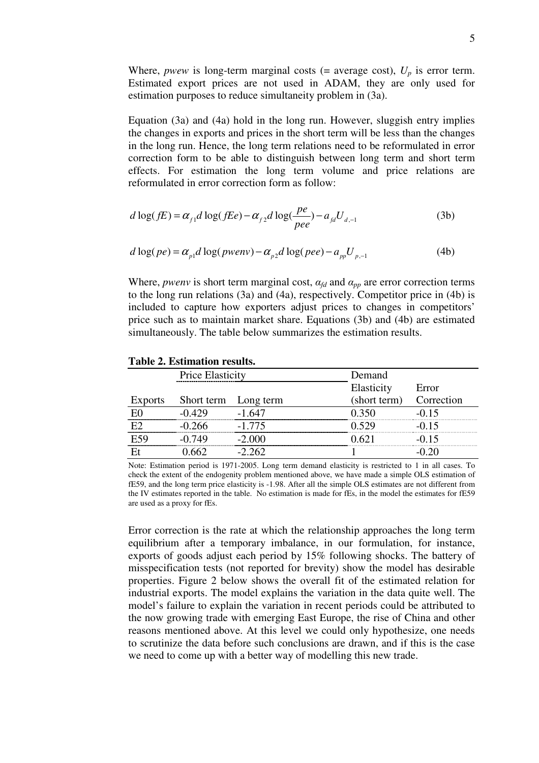Where, *pwew* is long-term marginal costs (= average cost), $U_p$ is error term. Estimated export prices are not used in ADAM, they are only used for estimation purposes to reduce simultaneity problem in (3a).

Equation (3a) and (4a) hold in the long run. However, sluggish entry implies the changes in exports and prices in the short term will be less than the changes in the long run. Hence, the long term relations need to be reformulated in error correction form to be able to distinguish between long term and short term effects. For estimation the long term volume and price relations are reformulated in error correction form as follow:

$$d\log(fE) = \alpha_{f1} d\log(fEe) - \alpha_{f2} d\log(\frac{pe}{pee}) - a_{fd} U_{d,-1} \quad (3b)$$

$$d\log(pe) = \alpha_{p1} d\log(pwenv) - \alpha_{p2} d\log(pee) - a_{pp} U_{p,-1} \quad (4b)$$

Where, *pwenv* is short term marginal cost, $\alpha_{fd}$ and $\alpha_{pp}$ are error correction terms to the long run relations (3a) and (4a), respectively. Competitor price in (4b) is included to capture how exporters adjust prices to changes in competitors' price such as to maintain market share. Equations (3b) and (4b) are estimated simultaneously. The table below summarizes the estimation results.

**Table 2. Estimation results.**

| | Price Elasticity | | Demand Elasticity | Error |
|---|---|---|---|---|
| Exports | Short term | Long term | (short term) | Correction |
| E0 | -0.429 | -1.647 | 0.350 | -0.15 |
| E2 | -0.266 | -1.775 | 0.529 | -0.15 |
| E59 | -0.749 | -2.000 | 0.621 | -0.15 |
| Et | 0.662 | -2.262 | 1 | -0.20 |

Note: Estimation period is 1971-2005. Long term demand elasticity is restricted to 1 in all cases. To check the extent of the endogenity problem mentioned above, we have made a simple OLS estimation of fE59, and the long term price elasticity is -1.98. After all the simple OLS estimates are not different from the IV estimates reported in the table. No estimation is made for fEs, in the model the estimates for fE59 are used as a proxy for fEs.

Error correction is the rate at which the relationship approaches the long term equilibrium after a temporary imbalance, in our formulation, for instance, exports of goods adjust each period by 15% following shocks. The battery of misspecification tests (not reported for brevity) show the model has desirable properties. Figure 2 below shows the overall fit of the estimated relation for industrial exports. The model explains the variation in the data quite well. The model's failure to explain the variation in recent periods could be attributed to the now growing trade with emerging East Europe, the rise of China and other reasons mentioned above. At this level we could only hypothesize, one needs to scrutinize the data before such conclusions are drawn, and if this is the case we need to come up with a better way of modelling this new trade.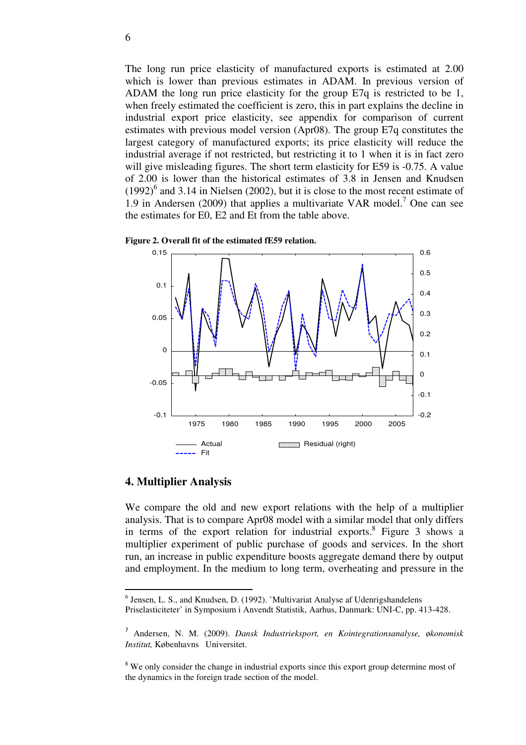The long run price elasticity of manufactured exports is estimated at 2.00 which is lower than previous estimates in ADAM. In previous version of ADAM the long run price elasticity for the group E7q is restricted to be 1, when freely estimated the coefficient is zero, this in part explains the decline in industrial export price elasticity, see appendix for comparison of current estimates with previous model version (Apr08). The group E7q constitutes the largest category of manufactured exports; its price elasticity will reduce the industrial average if not restricted, but restricting it to 1 when it is in fact zero will give misleading figures. The short term elasticity for E59 is -0.75. A value of 2.00 is lower than the historical estimates of 3.8 in Jensen and Knudsen (1992)[6] and 3.14 in Nielsen (2002), but it is close to the most recent estimate of 1.9 in Andersen (2009) that applies a multivariate VAR model.[7] One can see the estimates for E0, E2 and Et from the table above.

**Figure 2. Overall fit of the estimated fE59 relation.**

## 4. Multiplier Analysis

We compare the old and new export relations with the help of a multiplier analysis. That is to compare Apr08 model with a similar model that only differs in terms of the export relation for industrial exports.[8] Figure 3 shows a multiplier experiment of public purchase of goods and services. In the short run, an increase in public expenditure boosts aggregate demand there by output and employment. In the medium to long term, overheating and pressure in the

---

[6] Jensen, L. S., and Knudsen, D. (1992). 'Multivariat Analyse af Udenrigshandelens Priselasticiteter' in Symposium i Anvendt Statistik, Aarhus, Danmark: UNI-C, pp. 413-428.

[7] Andersen, N. M. (2009). *Dansk Industrieksport, en Kointegrationsanalyse, økonomisk Institut,* Københavns Universitet.

[8] We only consider the change in industrial exports since this export group determine most of the dynamics in the foreign trade section of the model.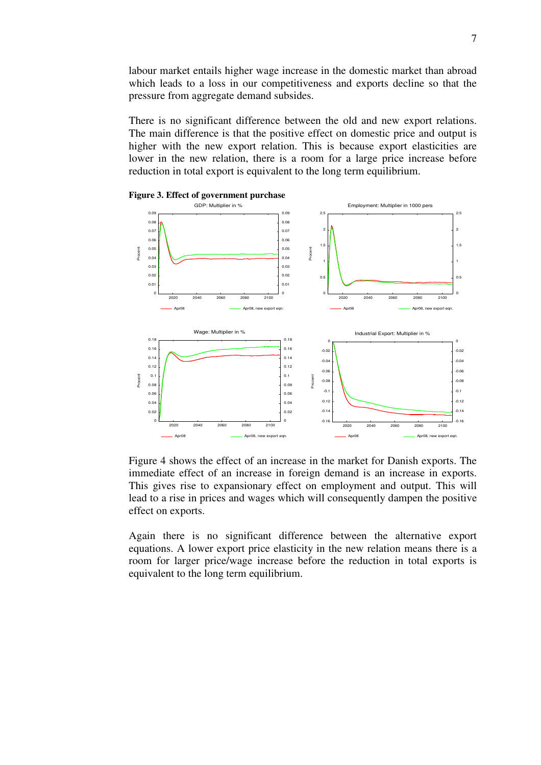labour market entails higher wage increase in the domestic market than abroad which leads to a loss in our competitiveness and exports decline so that the pressure from aggregate demand subsides.

There is no significant difference between the old and new export relations. The main difference is that the positive effect on domestic price and output is higher with the new export relation. This is because export elasticities are lower in the new relation, there is a room for a large price increase before reduction in total export is equivalent to the long term equilibrium.

**Figure 3. Effect of government purchase**

Figure 4 shows the effect of an increase in the market for Danish exports. The immediate effect of an increase in foreign demand is an increase in exports. This gives rise to expansionary effect on employment and output. This will lead to a rise in prices and wages which will consequently dampen the positive effect on exports.

Again there is no significant difference between the alternative export equations. A lower export price elasticity in the new relation means there is a room for larger price/wage increase before the reduction in total exports is equivalent to the long term equilibrium.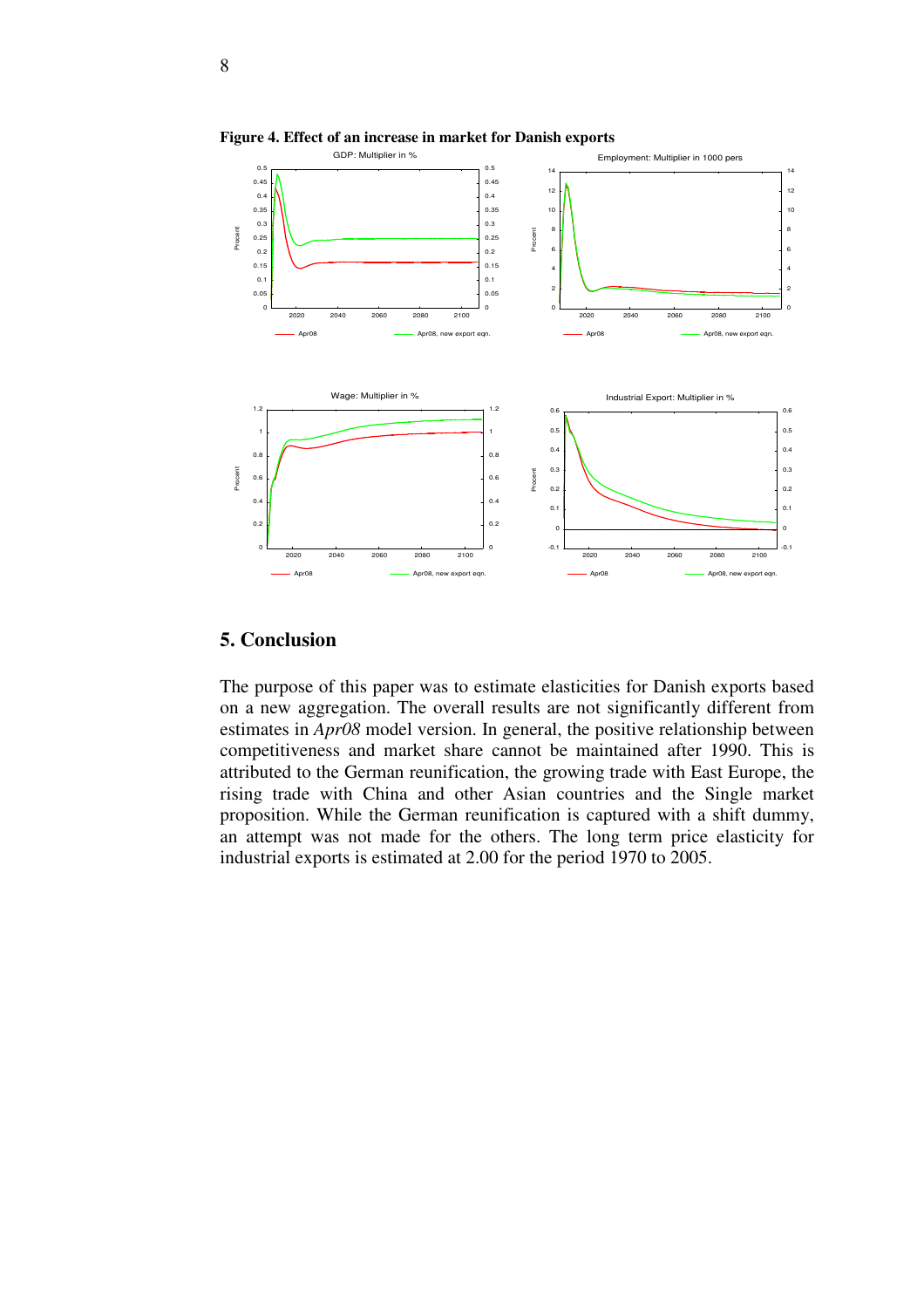**Figure 4. Effect of an increase in market for Danish exports**

## 5. Conclusion

The purpose of this paper was to estimate elasticities for Danish exports based on a new aggregation. The overall results are not significantly different from estimates in *Apr08* model version. In general, the positive relationship between competitiveness and market share cannot be maintained after 1990. This is attributed to the German reunification, the growing trade with East Europe, the rising trade with China and other Asian countries and the Single market proposition. While the German reunification is captured with a shift dummy, an attempt was not made for the others. The long term price elasticity for industrial exports is estimated at 2.00 for the period 1970 to 2005.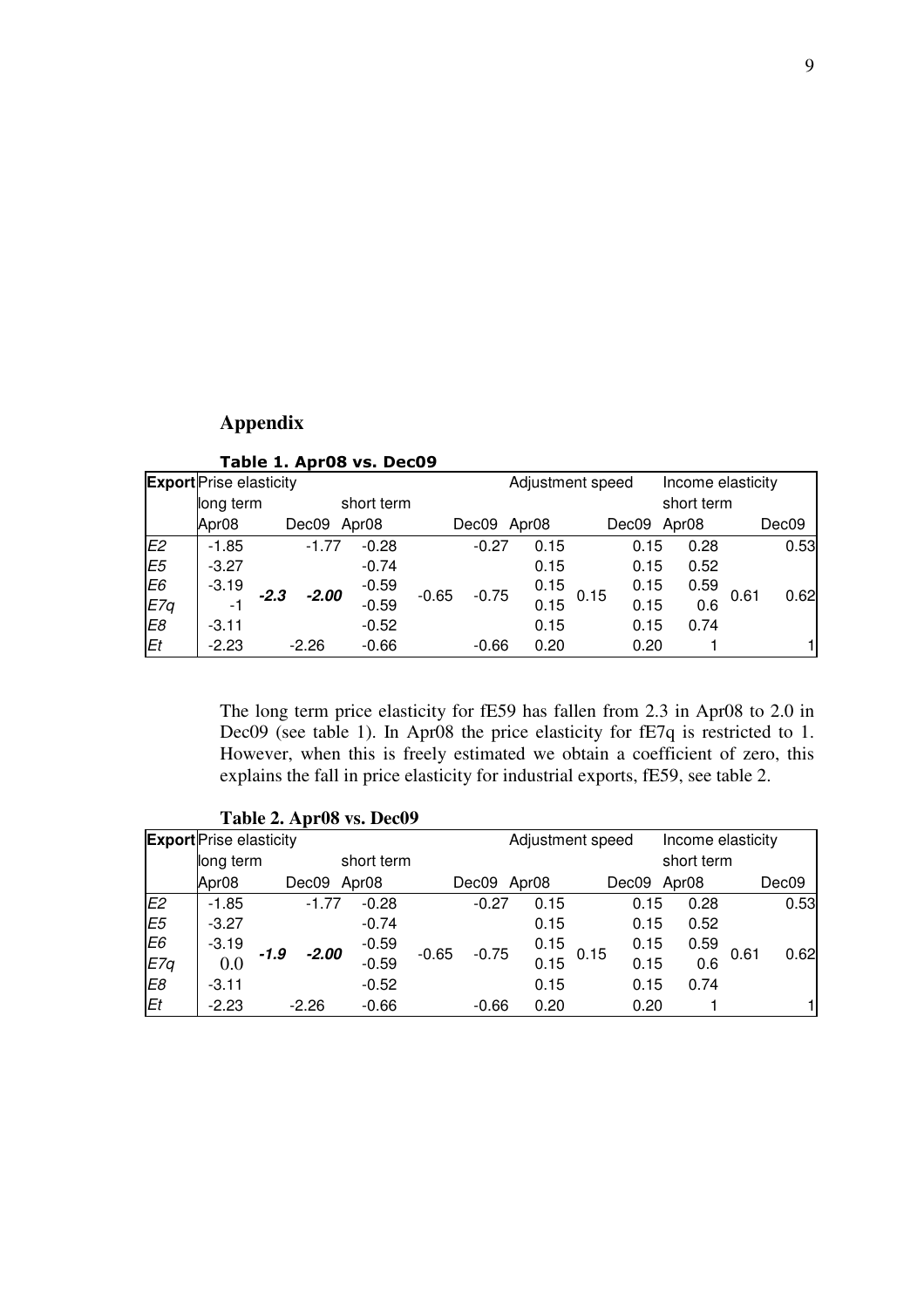## Appendix

**Table 1. Apr08 vs. Dec09**

| **Export** | Prise elasticity | | | | | | Adjustment speed | | | Income elasticity | | |
|---|---|---|---|---|---|---|---|---|---|---|---|---|
| | long term | | | short term | | | | | | short term | | |
| | Apr08 | | Dec09 | Apr08 | | Dec09 | Apr08 | | Dec09 | Apr08 | | Dec09 |
| *E2* | -1.85 | | -1.77 | -0.28 | | -0.27 | 0.15 | | 0.15 | 0.28 | | 0.53 |
| *E5* | -3.27 | | | -0.74 | | | 0.15 | | 0.15 | 0.52 | | |
| *E6* | -3.19 | ***-2.3*** | ***-2.00*** | -0.59 | -0.65 | -0.75 | 0.15 | 0.15 | 0.15 | 0.59 | 0.61 | 0.62 |
| *E7q* | -1 | | | -0.59 | | | 0.15 | | 0.15 | 0.6 | | |
| *E8* | -3.11 | | | -0.52 | | | 0.15 | | 0.15 | 0.74 | | |
| *Et* | -2.23 | | -2.26 | -0.66 | | -0.66 | 0.20 | | 0.20 | 1 | | 1 |

The long term price elasticity for fE59 has fallen from 2.3 in Apr08 to 2.0 in Dec09 (see table 1). In Apr08 the price elasticity for fE7q is restricted to 1. However, when this is freely estimated we obtain a coefficient of zero, this explains the fall in price elasticity for industrial exports, fE59, see table 2.

**Table 2. Apr08 vs. Dec09**

| **Export** | Prise elasticity | | | | | | Adjustment speed | | | Income elasticity | | |
|---|---|---|---|---|---|---|---|---|---|---|---|---|
| | long term | | | short term | | | | | | short term | | |
| | Apr08 | | Dec09 | Apr08 | | Dec09 | Apr08 | | Dec09 | Apr08 | | Dec09 |
| *E2* | -1.85 | | -1.77 | -0.28 | | -0.27 | 0.15 | | 0.15 | 0.28 | | 0.53 |
| *E5* | -3.27 | | | -0.74 | | | 0.15 | | 0.15 | 0.52 | | |
| *E6* | -3.19 | ***-1.9*** | ***-2.00*** | -0.59 | -0.65 | -0.75 | 0.15 | 0.15 | 0.15 | 0.59 | 0.61 | 0.62 |
| *E7q* | 0.0 | | | -0.59 | | | 0.15 | | 0.15 | 0.6 | | |
| *E8* | -3.11 | | | -0.52 | | | 0.15 | | 0.15 | 0.74 | | |
| *Et* | -2.23 | | -2.26 | -0.66 | | -0.66 | 0.20 | | 0.20 | 1 | | 1 |